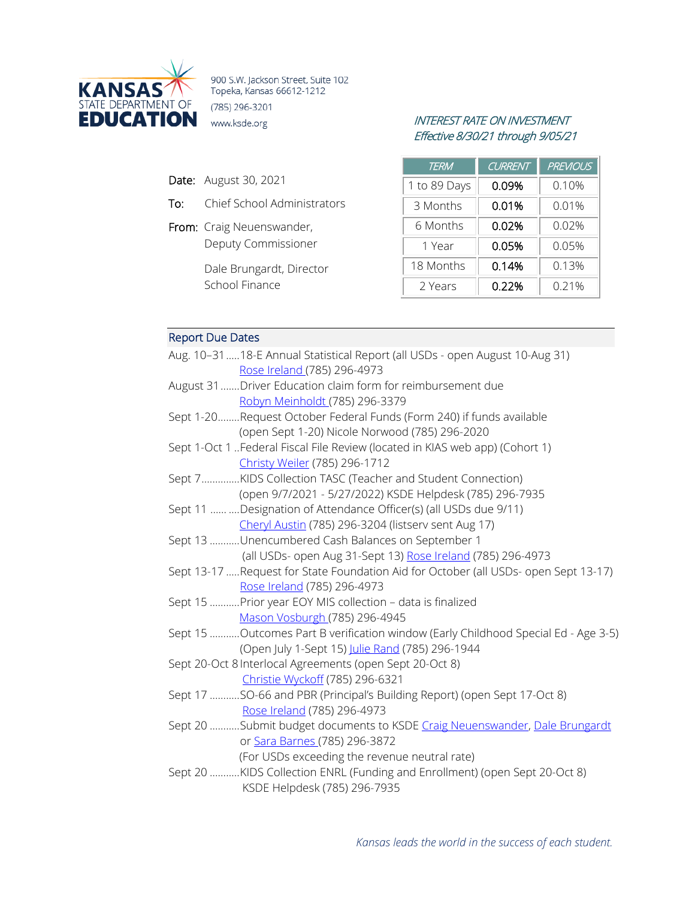KANSAS STATE DEPARTMENT OF EDUCATION

900 S.W. Jackson Street, Suite 102
Topeka, Kansas 66612-1212
(785) 296-3201
www.ksde.org

*INTEREST RATE ON INVESTMENT*
*Effective 8/30/21 through 9/05/21*

| TERM | CURRENT | PREVIOUS |
|---|---|---|
| 1 to 89 Days | 0.09% | 0.10% |
| 3 Months | 0.01% | 0.01% |
| 6 Months | 0.02% | 0.02% |
| 1 Year | 0.05% | 0.05% |
| 18 Months | 0.14% | 0.13% |
| 2 Years | 0.22% | 0.21% |

**Date:** August 30, 2021

**To:** Chief School Administrators

**From:** Craig Neuenswander, Deputy Commissioner

Dale Brungardt, Director
School Finance

## Report Due Dates

- Aug. 10–31.....18-E Annual Statistical Report (all USDs - open August 10-Aug 31) Rose Ireland (785) 296-4973
- August 31.......Driver Education claim form for reimbursement due Robyn Meinholdt (785) 296-3379
- Sept 1-20........Request October Federal Funds (Form 240) if funds available (open Sept 1-20) Nicole Norwood (785) 296-2020
- Sept 1-Oct 1 ..Federal Fiscal File Review (located in KIAS web app) (Cohort 1) Christy Weiler (785) 296-1712
- Sept 7..............KIDS Collection TASC (Teacher and Student Connection) (open 9/7/2021 - 5/27/2022) KSDE Helpdesk (785) 296-7935
- Sept 11 ...... ....Designation of Attendance Officer(s) (all USDs due 9/11) Cheryl Austin (785) 296-3204 (listserv sent Aug 17)
- Sept 13 ...........Unencumbered Cash Balances on September 1 (all USDs- open Aug 31-Sept 13) Rose Ireland (785) 296-4973
- Sept 13-17 .....Request for State Foundation Aid for October (all USDs- open Sept 13-17) Rose Ireland (785) 296-4973
- Sept 15 ...........Prior year EOY MIS collection – data is finalized Mason Vosburgh (785) 296-4945
- Sept 15 ...........Outcomes Part B verification window (Early Childhood Special Ed - Age 3-5) (Open July 1-Sept 15) Julie Rand (785) 296-1944
- Sept 20-Oct 8 Interlocal Agreements (open Sept 20-Oct 8) Christie Wyckoff (785) 296-6321
- Sept 17 ...........SO-66 and PBR (Principal's Building Report) (open Sept 17-Oct 8) Rose Ireland (785) 296-4973
- Sept 20 ...........Submit budget documents to KSDE Craig Neuenswander, Dale Brungardt or Sara Barnes (785) 296-3872 (For USDs exceeding the revenue neutral rate)
- Sept 20 ...........KIDS Collection ENRL (Funding and Enrollment) (open Sept 20-Oct 8) KSDE Helpdesk (785) 296-7935

*Kansas leads the world in the success of each student.*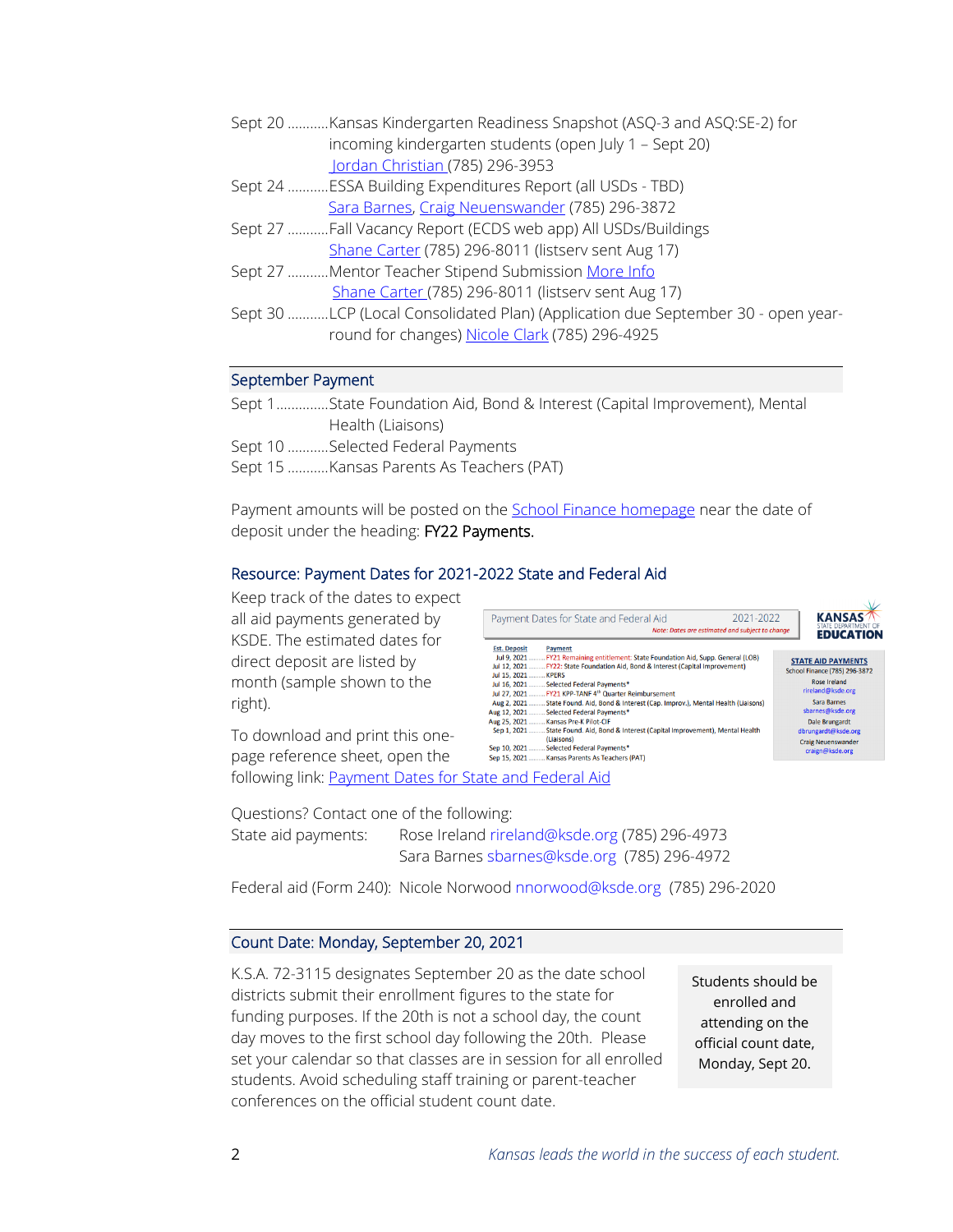Sept 20 ...........Kansas Kindergarten Readiness Snapshot (ASQ-3 and ASQ:SE-2) for incoming kindergarten students (open July 1 – Sept 20)
Jordan Christian (785) 296-3953

Sept 24 ...........ESSA Building Expenditures Report (all USDs - TBD)
Sara Barnes, Craig Neuenswander (785) 296-3872

Sept 27 ...........Fall Vacancy Report (ECDS web app) All USDs/Buildings
Shane Carter (785) 296-8011 (listserv sent Aug 17)

Sept 27 ...........Mentor Teacher Stipend Submission More Info
Shane Carter (785) 296-8011 (listserv sent Aug 17)

Sept 30 ...........LCP (Local Consolidated Plan) (Application due September 30 - open year-round for changes) Nicole Clark (785) 296-4925

## September Payment

Sept 1..............State Foundation Aid, Bond & Interest (Capital Improvement), Mental Health (Liaisons)

Sept 10 ...........Selected Federal Payments

Sept 15 ...........Kansas Parents As Teachers (PAT)

Payment amounts will be posted on the School Finance homepage near the date of deposit under the heading: **FY22 Payments.**

## Resource: Payment Dates for 2021-2022 State and Federal Aid

Keep track of the dates to expect all aid payments generated by KSDE. The estimated dates for direct deposit are listed by month (sample shown to the right).

Payment Dates for State and Federal Aid 2021-2022

*Note: Dates are estimated and subject to change*

| Est. Deposit | Payment |
|---|---|
| Jul 9, 2021 | FY21 Remaining entitlement: State Foundation Aid, Supp. General (LOB) |
| Jul 12, 2021 | FY22: State Foundation Aid, Bond & Interest (Capital Improvement) |
| Jul 15, 2021 | KPERS |
| Jul 16, 2021 | Selected Federal Payments* |
| Jul 27, 2021 | FY21 KPP-TANF 4th Quarter Reimbursement |
| Aug 2, 2021 | State Found. Aid, Bond & Interest (Cap. Improv.), Mental Health (Liaisons) |
| Aug 12, 2021 | Selected Federal Payments* |
| Aug 25, 2021 | Kansas Pre-K Pilot-CIF |
| Sep 1, 2021 | State Found. Aid, Bond & Interest (Capital Improvement), Mental Health (Liaisons) |
| Sep 10, 2021 | Selected Federal Payments* |
| Sep 15, 2021 | Kansas Parents As Teachers (PAT) |

KANSAS STATE DEPARTMENT OF EDUCATION

STATE AID PAYMENTS
School Finance (785) 296-3872
Rose Ireland rireland@ksde.org
Sara Barnes sbarnes@ksde.org
Dale Brungardt dbrungardt@ksde.org
Craig Neuenswander craign@ksde.org

To download and print this one-page reference sheet, open the following link: Payment Dates for State and Federal Aid

Questions? Contact one of the following:

State aid payments: Rose Ireland rireland@ksde.org (785) 296-4973
Sara Barnes sbarnes@ksde.org (785) 296-4972

Federal aid (Form 240): Nicole Norwood nnorwood@ksde.org (785) 296-2020

## Count Date: Monday, September 20, 2021

K.S.A. 72-3115 designates September 20 as the date school districts submit their enrollment figures to the state for funding purposes. If the 20th is not a school day, the count day moves to the first school day following the 20th. Please set your calendar so that classes are in session for all enrolled students. Avoid scheduling staff training or parent-teacher conferences on the official student count date.

Students should be enrolled and attending on the official count date, Monday, Sept 20.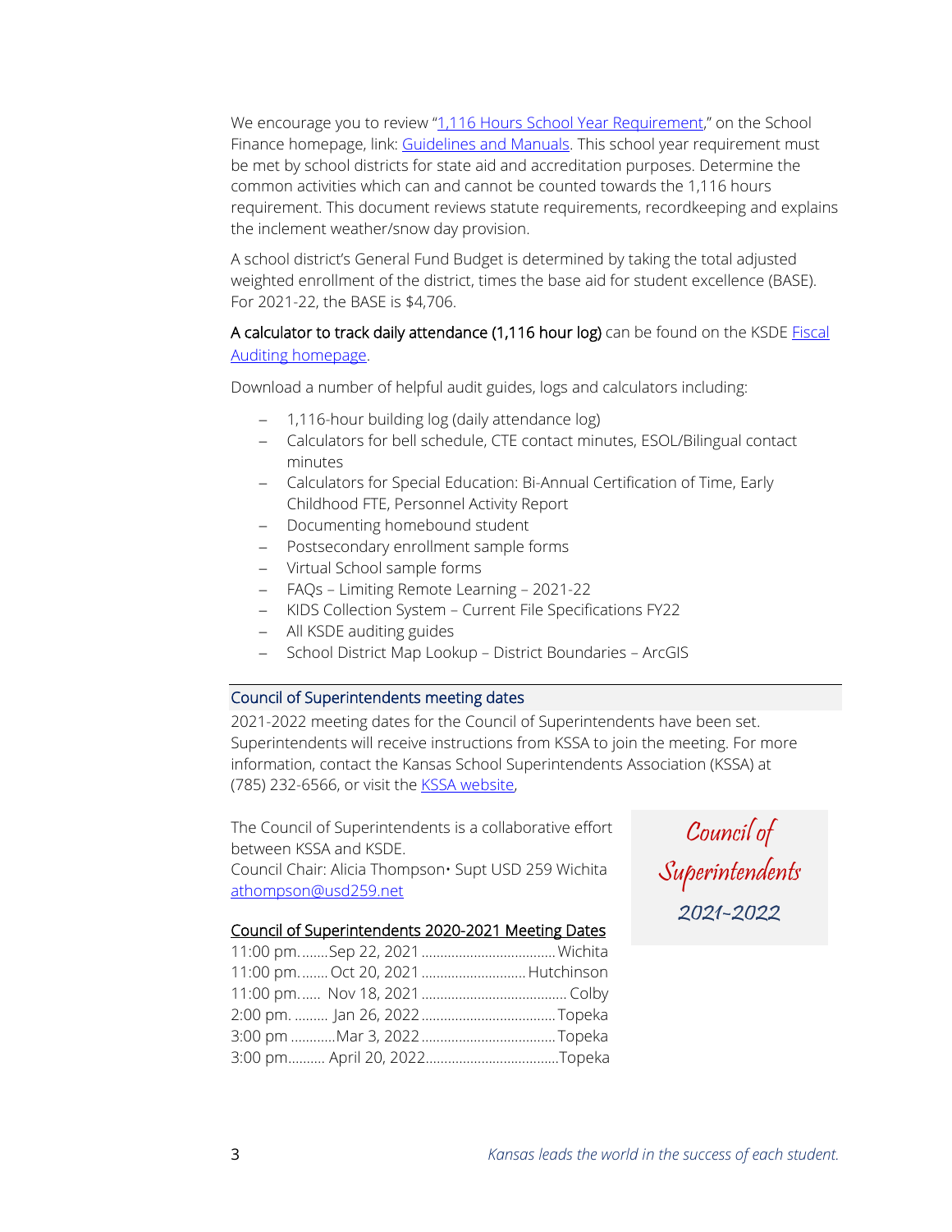We encourage you to review "[1,116 Hours School Year Requirement](),” on the School Finance homepage, link: [Guidelines and Manuals](). This school year requirement must be met by school districts for state aid and accreditation purposes. Determine the common activities which can and cannot be counted towards the 1,116 hours requirement. This document reviews statute requirements, recordkeeping and explains the inclement weather/snow day provision.

A school district's General Fund Budget is determined by taking the total adjusted weighted enrollment of the district, times the base aid for student excellence (BASE). For 2021-22, the BASE is $4,706.

**A calculator to track daily attendance (1,116 hour log)** can be found on the KSDE [Fiscal Auditing homepage]().

Download a number of helpful audit guides, logs and calculators including:

- 1,116-hour building log (daily attendance log)
- Calculators for bell schedule, CTE contact minutes, ESOL/Bilingual contact minutes
- Calculators for Special Education: Bi-Annual Certification of Time, Early Childhood FTE, Personnel Activity Report
- Documenting homebound student
- Postsecondary enrollment sample forms
- Virtual School sample forms
- FAQs – Limiting Remote Learning – 2021-22
- KIDS Collection System – Current File Specifications FY22
- All KSDE auditing guides
- School District Map Lookup – District Boundaries – ArcGIS

## Council of Superintendents meeting dates

2021-2022 meeting dates for the Council of Superintendents have been set. Superintendents will receive instructions from KSSA to join the meeting. For more information, contact the Kansas School Superintendents Association (KSSA) at (785) 232-6566, or visit the [KSSA website](),

The Council of Superintendents is a collaborative effort between KSSA and KSDE.
Council Chair: Alicia Thompson• Supt USD 259 Wichita
[athompson@usd259.net](mailto:athompson@usd259.net)

*Council of Superintendents 2021-2022*

**Council of Superintendents 2020-2021 Meeting Dates**

| Time | Date | Location |
|---|---|---|
| 11:00 pm. | Sep 22, 2021 | Wichita |
| 11:00 pm. | Oct 20, 2021 | Hutchinson |
| 11:00 pm. | Nov 18, 2021 | Colby |
| 2:00 pm. | Jan 26, 2022 | Topeka |
| 3:00 pm | Mar 3, 2022 | Topeka |
| 3:00 pm | April 20, 2022 | Topeka |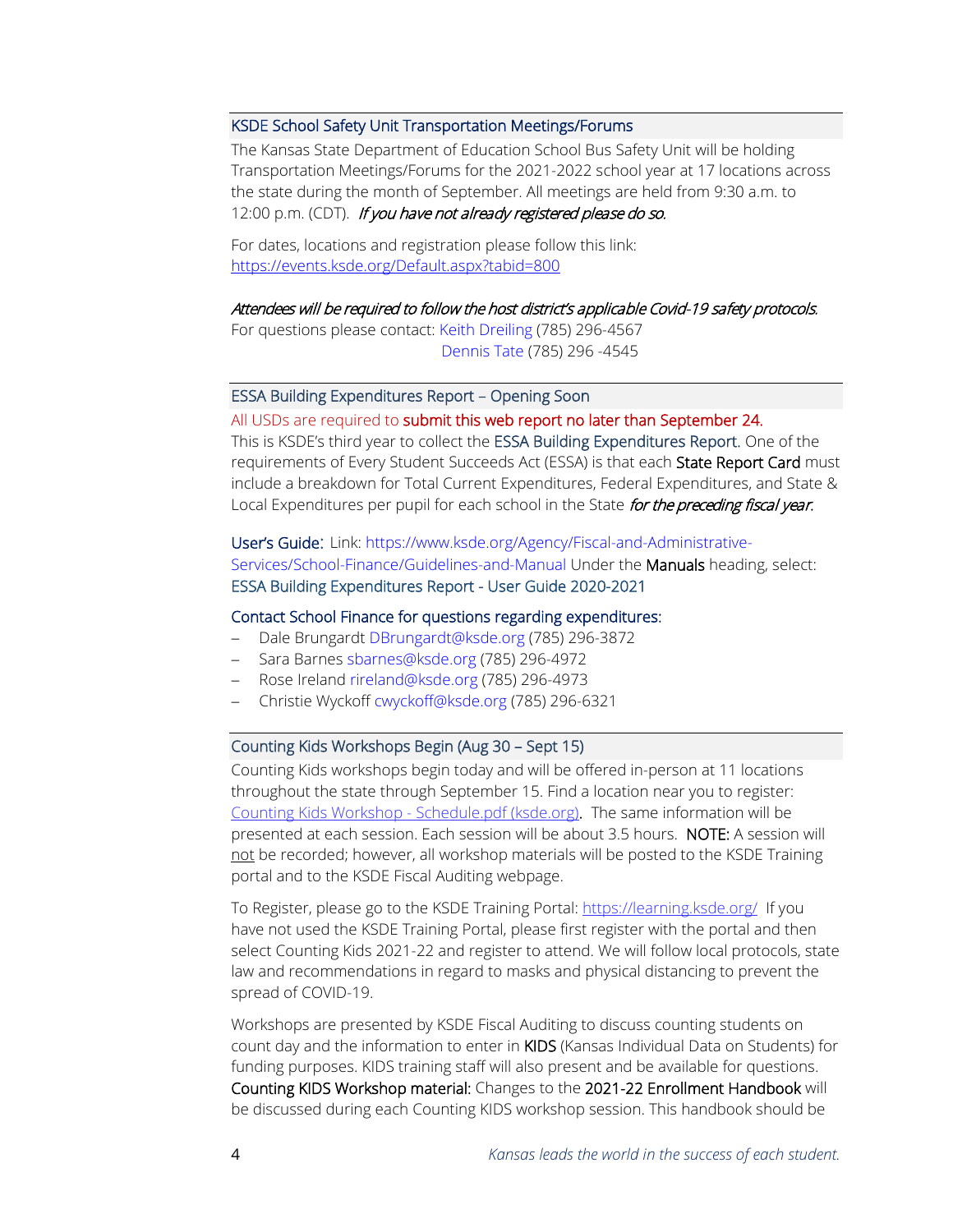## KSDE School Safety Unit Transportation Meetings/Forums

The Kansas State Department of Education School Bus Safety Unit will be holding Transportation Meetings/Forums for the 2021-2022 school year at 17 locations across the state during the month of September. All meetings are held from 9:30 a.m. to 12:00 p.m. (CDT). *If you have not already registered please do so.*

For dates, locations and registration please follow this link: [https://events.ksde.org/Default.aspx?tabid=800](https://events.ksde.org/Default.aspx?tabid=800)

*Attendees will be required to follow the host district's applicable Covid-19 safety protocols.*

For questions please contact: Keith Dreiling (785) 296-4567
Dennis Tate (785) 296 -4545

## ESSA Building Expenditures Report – Opening Soon

All USDs are required to **submit this web report no later than September 24.**

This is KSDE's third year to collect the ESSA Building Expenditures Report. One of the requirements of Every Student Succeeds Act (ESSA) is that each **State Report Card** must include a breakdown for Total Current Expenditures, Federal Expenditures, and State & Local Expenditures per pupil for each school in the State *for the preceding fiscal year.*

User's Guide: Link: https://www.ksde.org/Agency/Fiscal-and-Administrative-Services/School-Finance/Guidelines-and-Manual Under the **Manuals** heading, select: ESSA Building Expenditures Report - User Guide 2020-2021

Contact School Finance for questions regarding expenditures:

- Dale Brungardt DBrungardt@ksde.org (785) 296-3872
- Sara Barnes sbarnes@ksde.org (785) 296-4972
- Rose Ireland rireland@ksde.org (785) 296-4973
- Christie Wyckoff cwyckoff@ksde.org (785) 296-6321

## Counting Kids Workshops Begin (Aug 30 – Sept 15)

Counting Kids workshops begin today and will be offered in-person at 11 locations throughout the state through September 15. Find a location near you to register: [Counting Kids Workshop - Schedule.pdf (ksde.org)](Counting Kids Workshop - Schedule.pdf (ksde.org)). The same information will be presented at each session. Each session will be about 3.5 hours. **NOTE:** A session will not be recorded; however, all workshop materials will be posted to the KSDE Training portal and to the KSDE Fiscal Auditing webpage.

To Register, please go to the KSDE Training Portal: [https://learning.ksde.org/](https://learning.ksde.org/) If you have not used the KSDE Training Portal, please first register with the portal and then select Counting Kids 2021-22 and register to attend. We will follow local protocols, state law and recommendations in regard to masks and physical distancing to prevent the spread of COVID-19.

Workshops are presented by KSDE Fiscal Auditing to discuss counting students on count day and the information to enter in **KIDS** (Kansas Individual Data on Students) for funding purposes. KIDS training staff will also present and be available for questions. **Counting KIDS Workshop material:** Changes to the **2021-22 Enrollment Handbook** will be discussed during each Counting KIDS workshop session. This handbook should be

*Kansas leads the world in the success of each student.*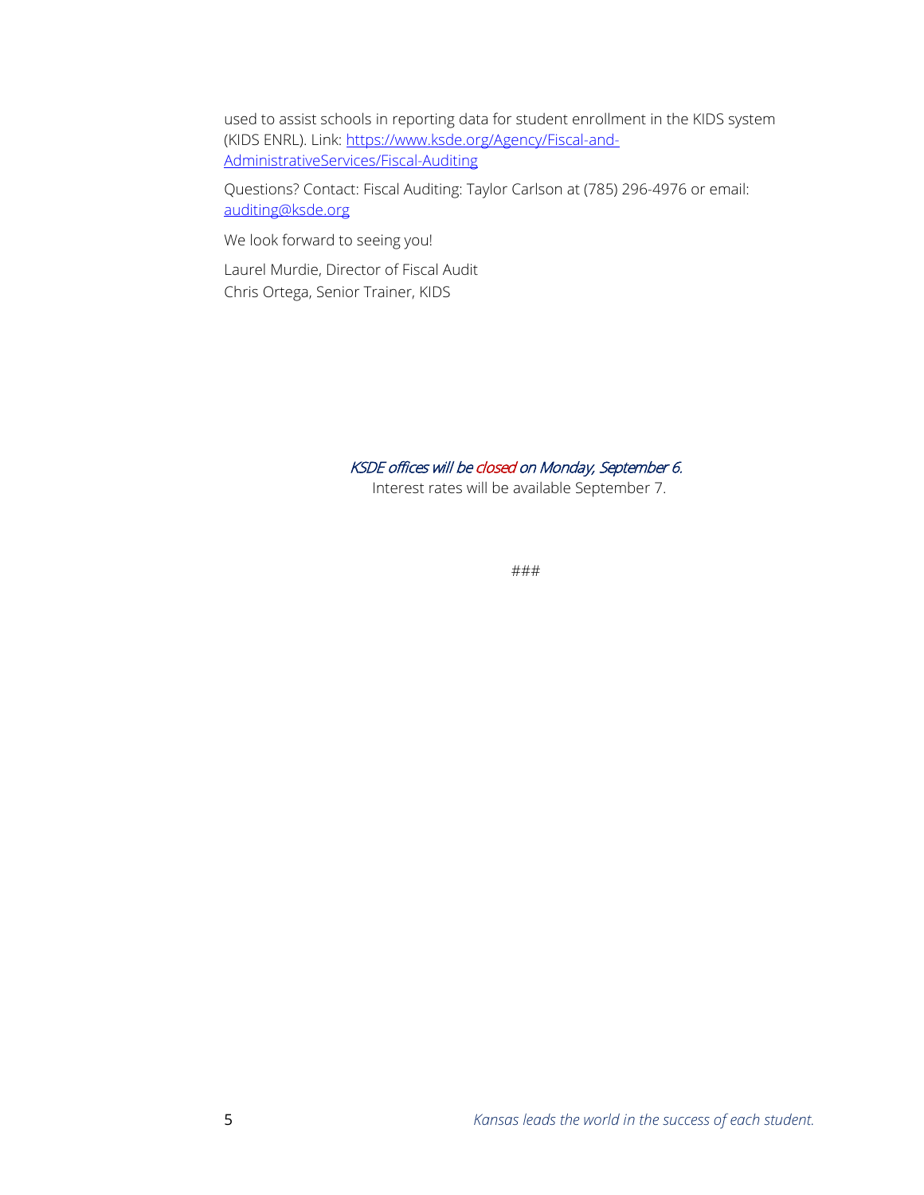used to assist schools in reporting data for student enrollment in the KIDS system (KIDS ENRL). Link: [https://www.ksde.org/Agency/Fiscal-and-AdministrativeServices/Fiscal-Auditing](https://www.ksde.org/Agency/Fiscal-and-AdministrativeServices/Fiscal-Auditing)

Questions? Contact: Fiscal Auditing: Taylor Carlson at (785) 296-4976 or email: [auditing@ksde.org](mailto:auditing@ksde.org)

We look forward to seeing you!

Laurel Murdie, Director of Fiscal Audit
Chris Ortega, Senior Trainer, KIDS

*KSDE offices will be closed on Monday, September 6.*
Interest rates will be available September 7.

###

*Kansas leads the world in the success of each student.*